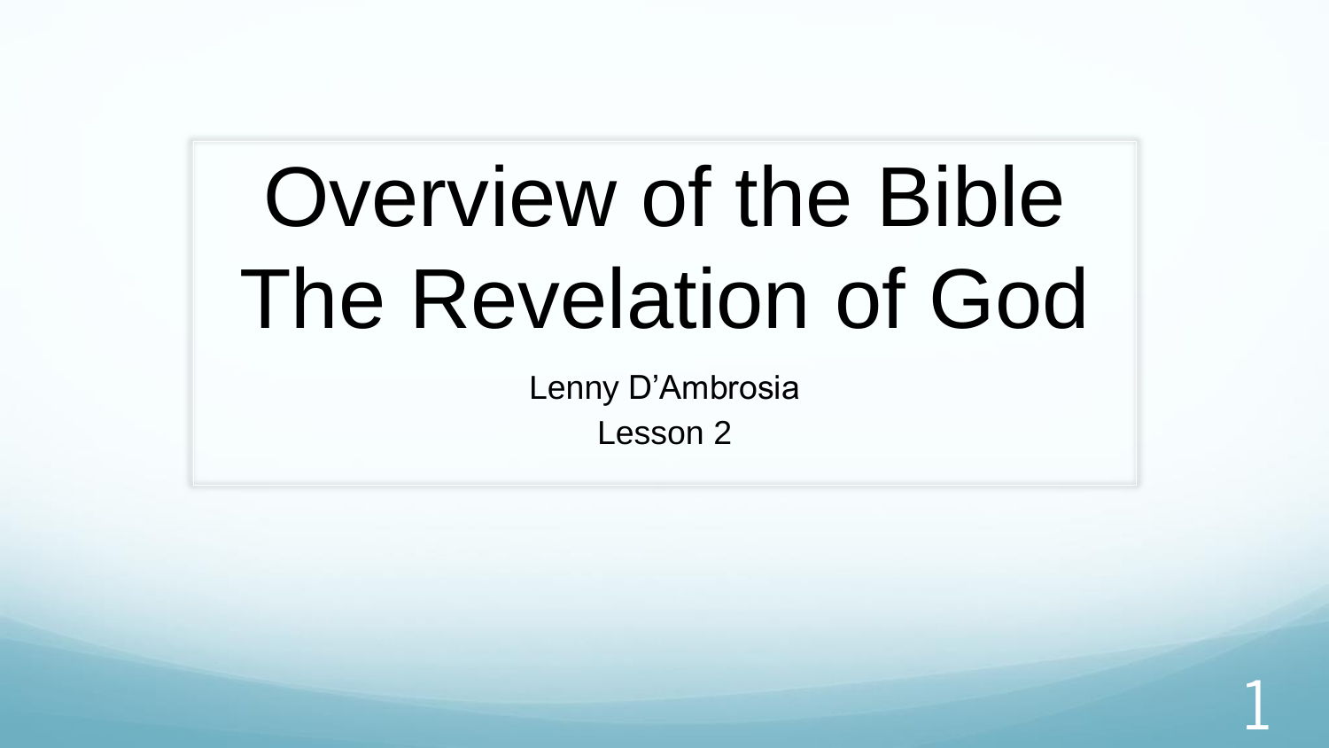# Overview of the Bible
# The Revelation of God

Lenny D'Ambrosia

Lesson 2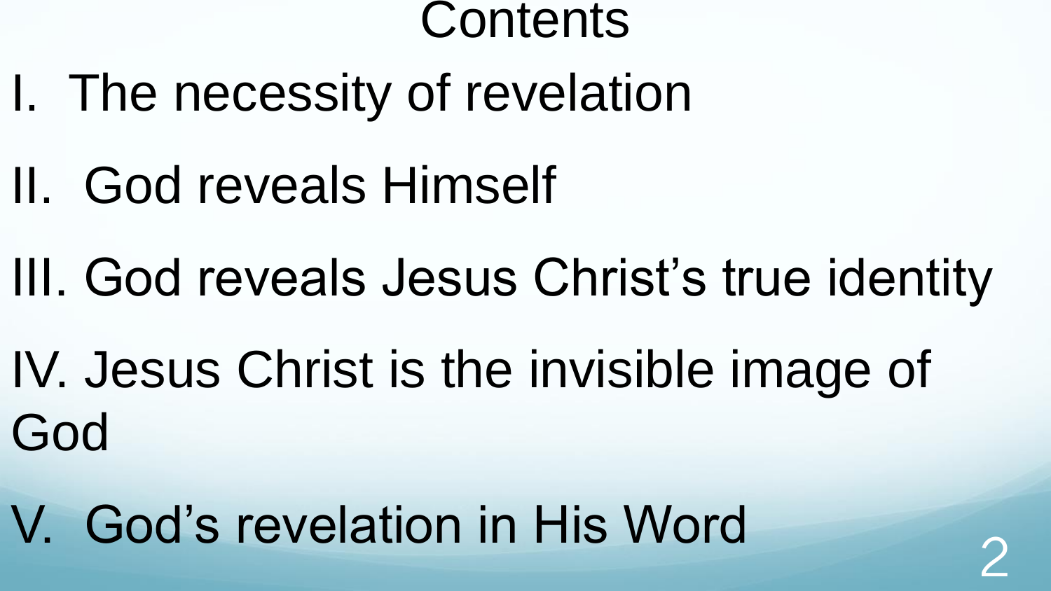# Contents

I. The necessity of revelation

II. God reveals Himself

III. God reveals Jesus Christ's true identity

IV. Jesus Christ is the invisible image of God

V. God's revelation in His Word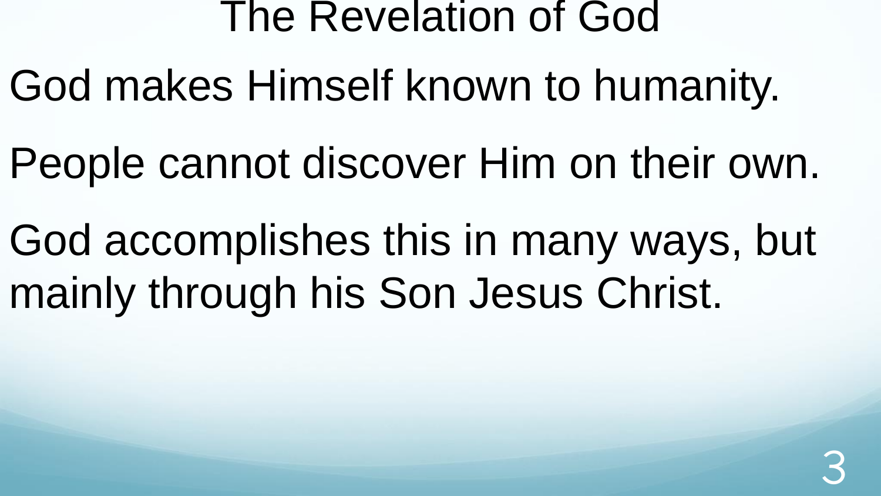# The Revelation of God

God makes Himself known to humanity.

People cannot discover Him on their own.

God accomplishes this in many ways, but mainly through his Son Jesus Christ.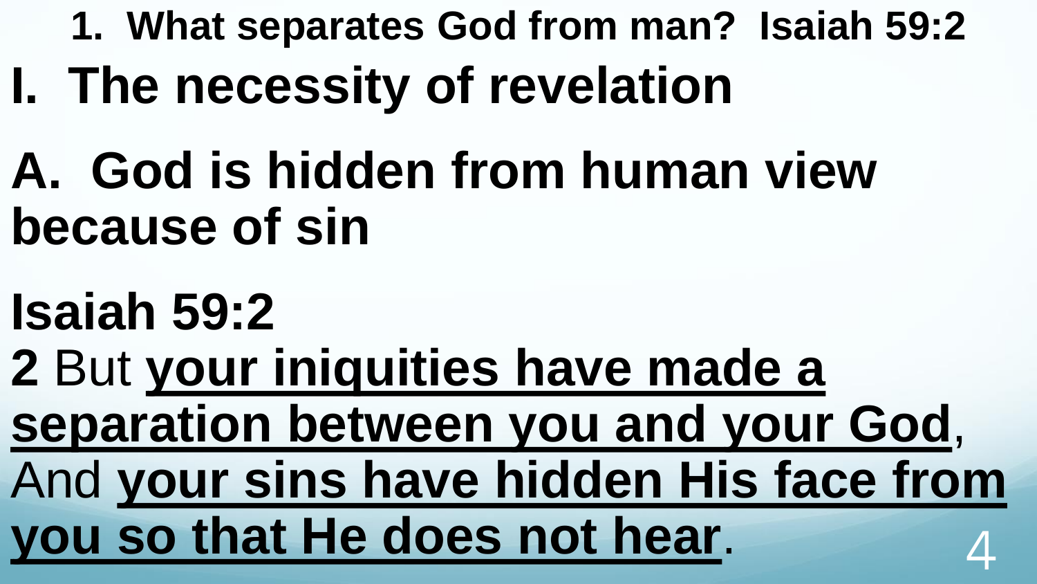**1. What separates God from man? Isaiah 59:2**

# I. The necessity of revelation

## A. God is hidden from human view because of sin

**Isaiah 59:2**

**2** But **<u>your iniquities have made a separation between you and your God</u>**, And **<u>your sins have hidden His face from you so that He does not hear</u>**.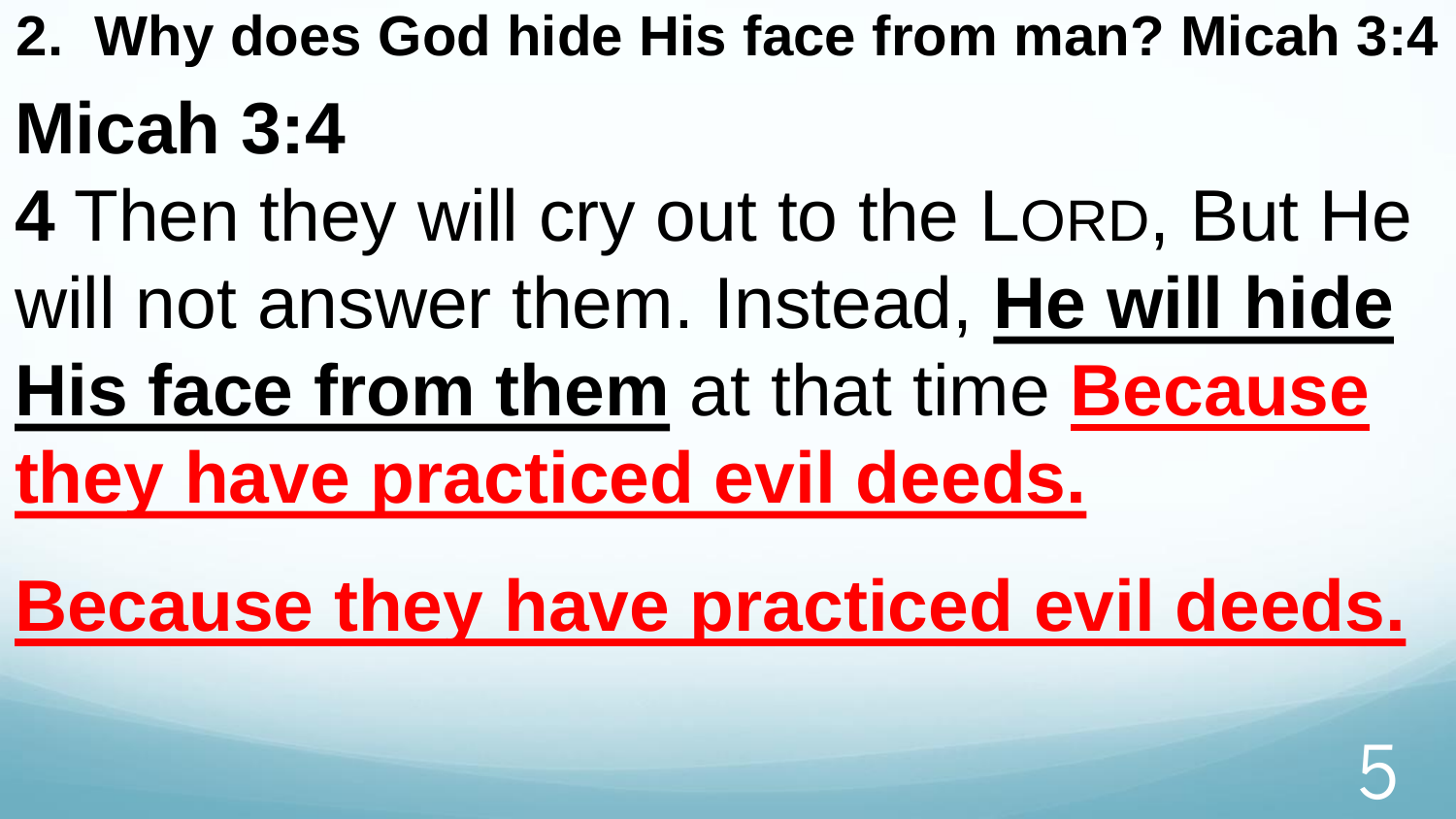**2. Why does God hide His face from man? Micah 3:4**

# Micah 3:4

**4** Then they will cry out to the LORD, But He will not answer them. Instead, **He will hide His face from them** at that time **Because they have practiced evil deeds.**

**Because they have practiced evil deeds.**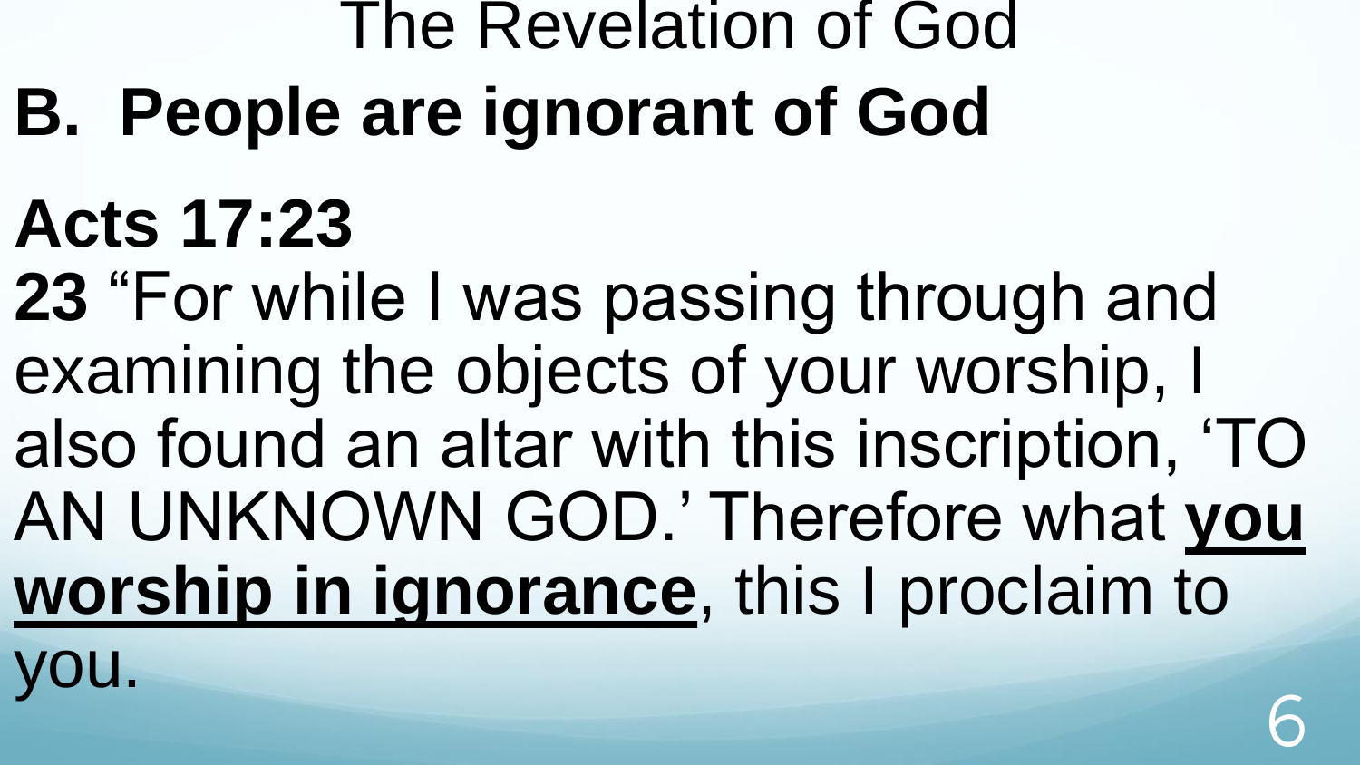The Revelation of God

## B. People are ignorant of God

**Acts 17:23**

**23** “For while I was passing through and examining the objects of your worship, I also found an altar with this inscription, ‘TO AN UNKNOWN GOD.’ Therefore what **<u>you worship in ignorance</u>**, this I proclaim to you.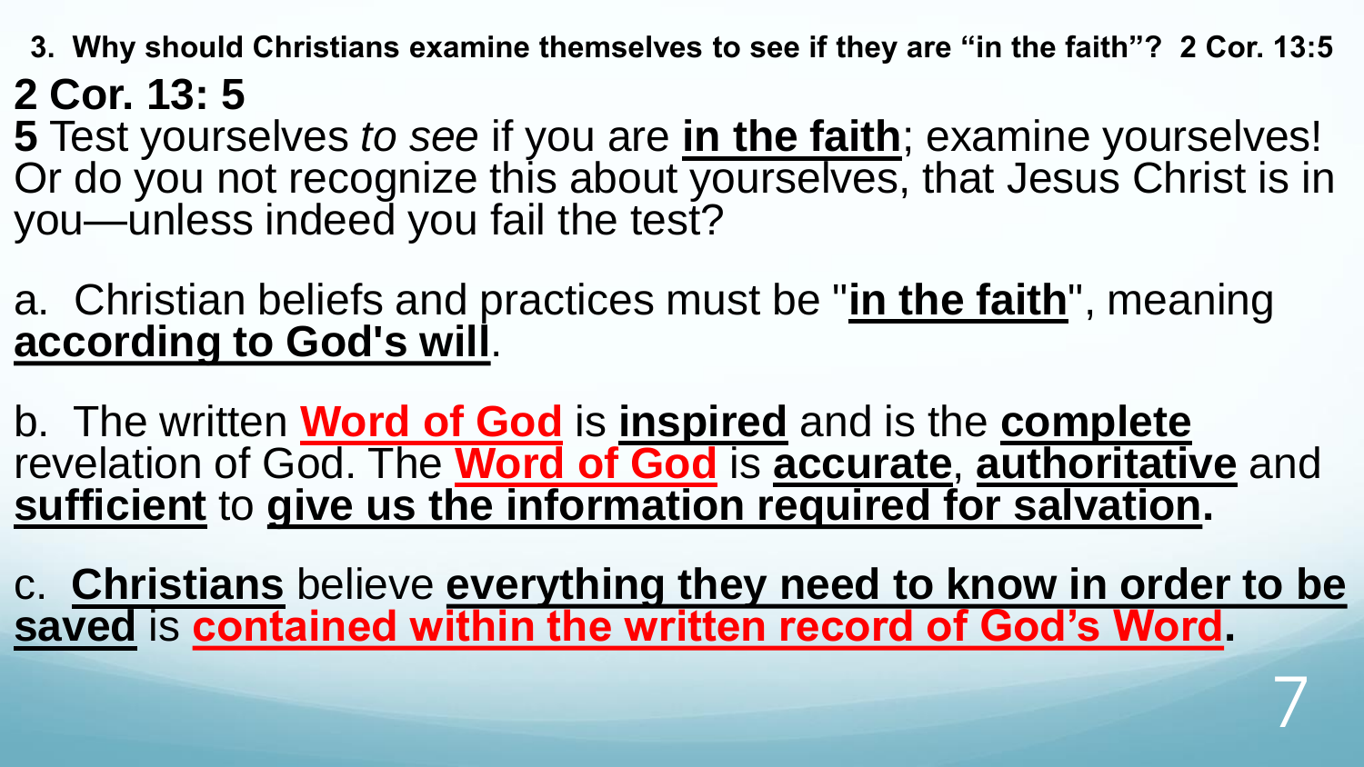**3. Why should Christians examine themselves to see if they are "in the faith"? 2 Cor. 13:5**

## 2 Cor. 13: 5

**5** Test yourselves *to see* if you are **in the faith**; examine yourselves! Or do you not recognize this about yourselves, that Jesus Christ is in you—unless indeed you fail the test?

a. Christian beliefs and practices must be "**in the faith**", meaning **according to God's will**.

b. The written **Word of God** is **inspired** and is the **complete** revelation of God. The **Word of God** is **accurate**, **authoritative** and **sufficient** to **give us the information required for salvation.**

c. **Christians** believe **everything they need to know in order to be saved** is **contained within the written record of God's Word.**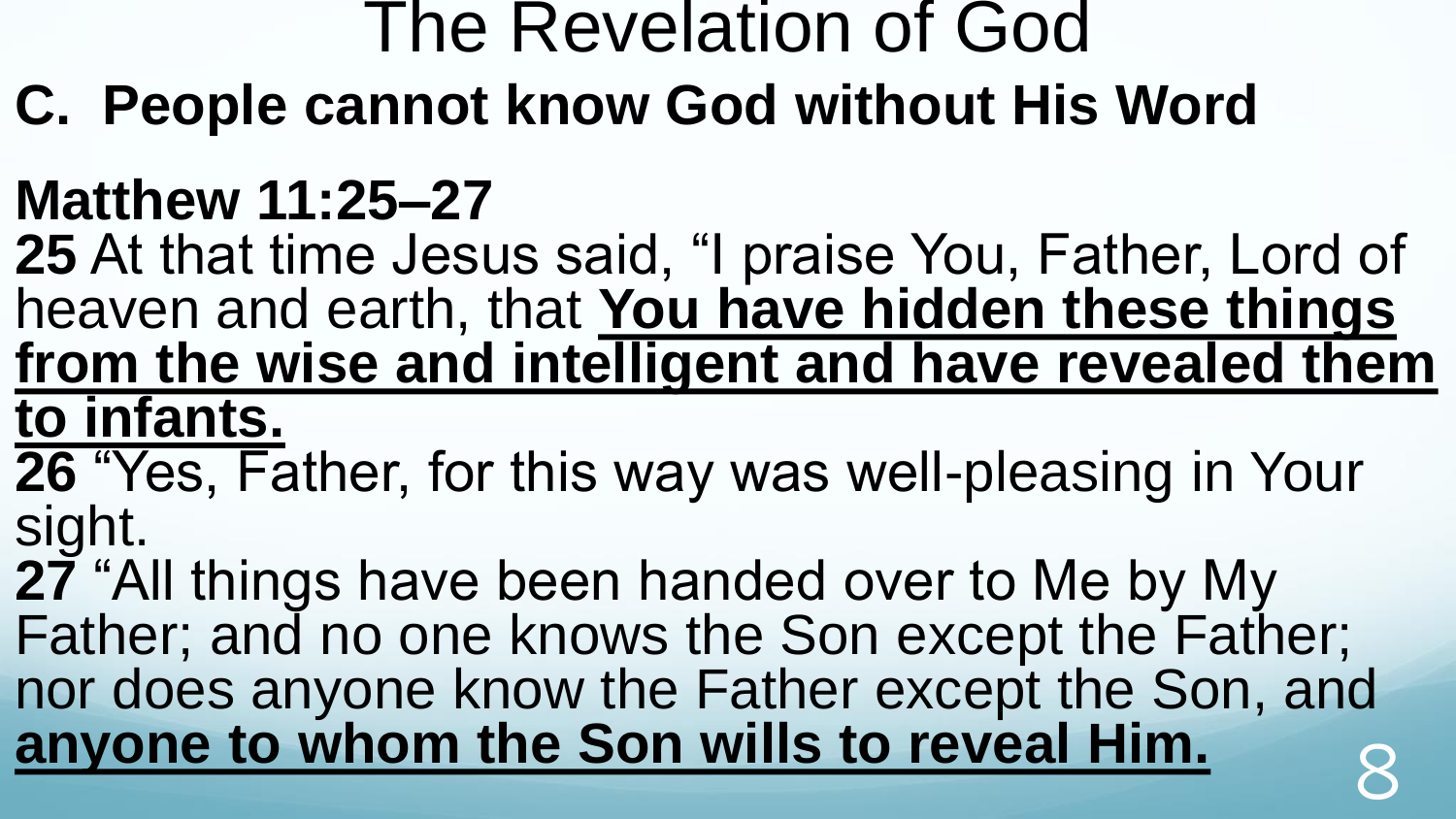# The Revelation of God

## C. People cannot know God without His Word

**Matthew 11:25–27**

**25** At that time Jesus said, “I praise You, Father, Lord of heaven and earth, that **You have hidden these things from the wise and intelligent and have revealed them to infants.**

**26** “Yes, Father, for this way was well-pleasing in Your sight.

**27** “All things have been handed over to Me by My Father; and no one knows the Son except the Father; nor does anyone know the Father except the Son, and **anyone to whom the Son wills to reveal Him.**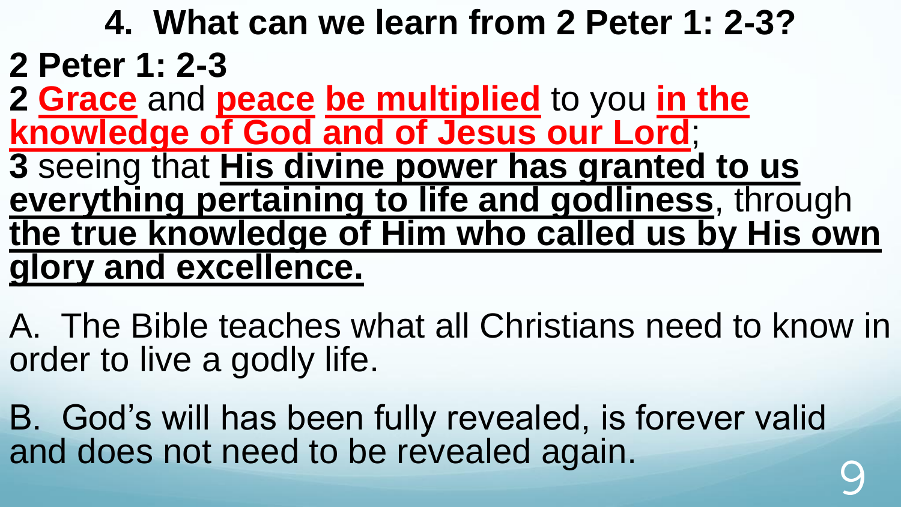# 4. What can we learn from 2 Peter 1: 2-3?

**2 Peter 1: 2-3**

**2** **Grace** and **peace** **be multiplied** to you **in the knowledge of God and of Jesus our Lord**;

**3** seeing that **His divine power has granted to us everything pertaining to life and godliness**, through **the true knowledge of Him who called us by His own glory and excellence.**

A. The Bible teaches what all Christians need to know in order to live a godly life.

B. God's will has been fully revealed, is forever valid and does not need to be revealed again.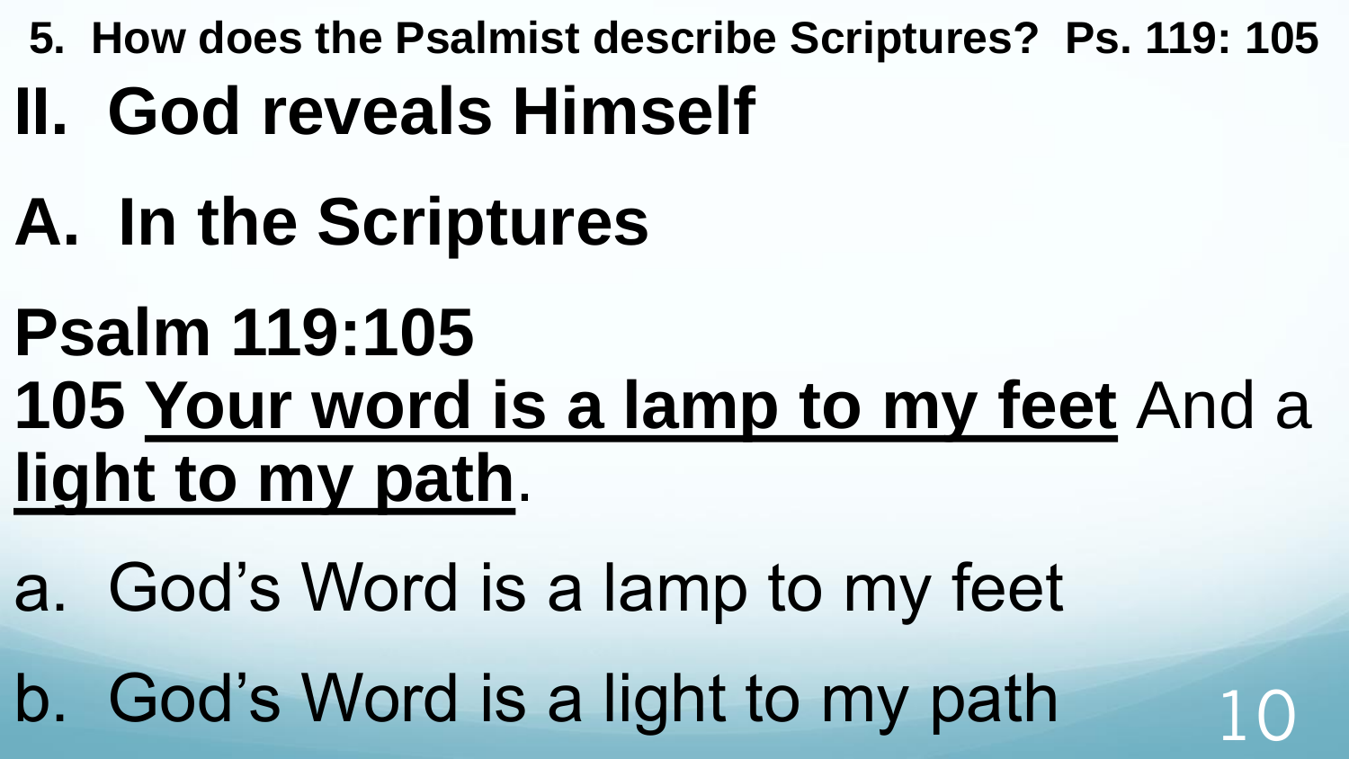**5. How does the Psalmist describe Scriptures? Ps. 119: 105**

# II. God reveals Himself

## A. In the Scriptures

**Psalm 119:105**

**105 <u>Your word is a lamp to my feet</u>** And a **<u>light to my path</u>**.

a. God's Word is a lamp to my feet

b. God's Word is a light to my path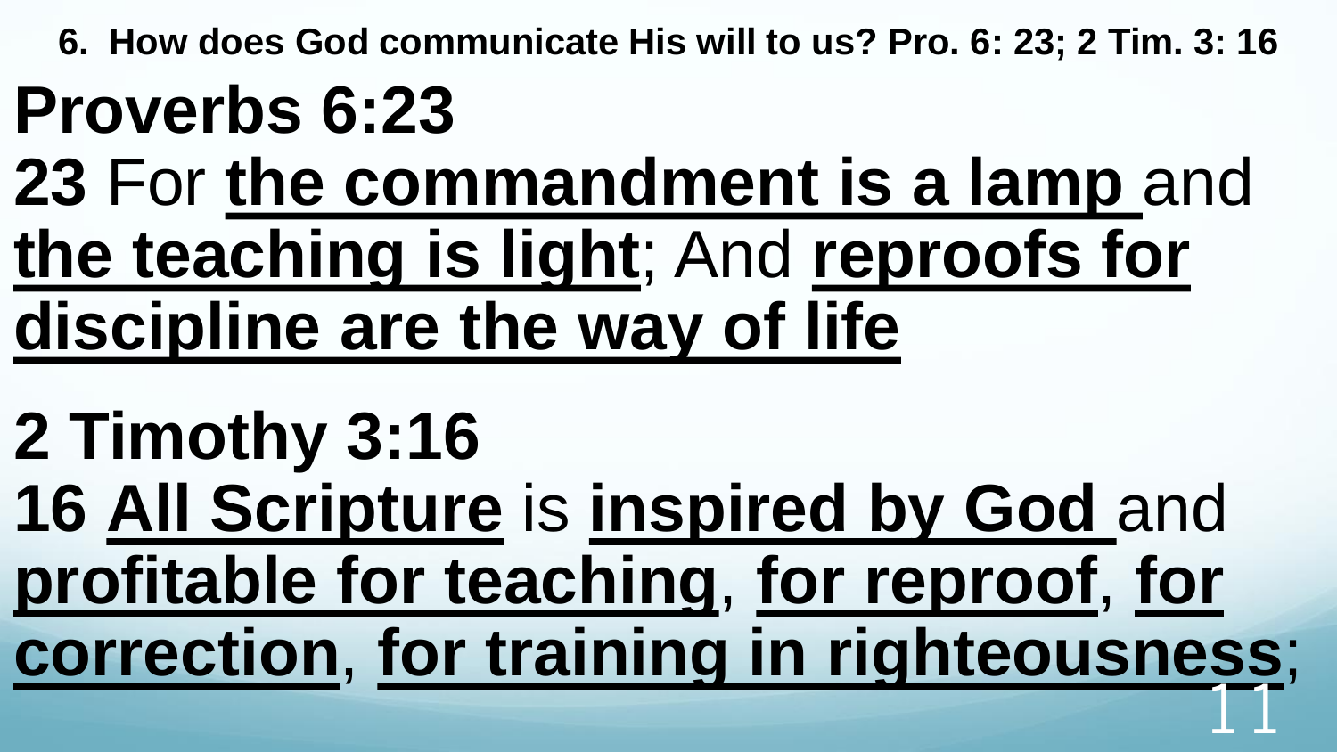**6. How does God communicate His will to us? Pro. 6: 23; 2 Tim. 3: 16**

## Proverbs 6:23

**23** For **<u>the commandment is a lamp</u>** and **<u>the teaching is light</u>**; And **<u>reproofs for discipline are the way of life</u>**

## 2 Timothy 3:16

**16** **<u>All Scripture</u>** is **<u>inspired by God</u>** and **<u>profitable for teaching</u>**, **<u>for reproof</u>**, **<u>for correction</u>**, **<u>for training in righteousness</u>**;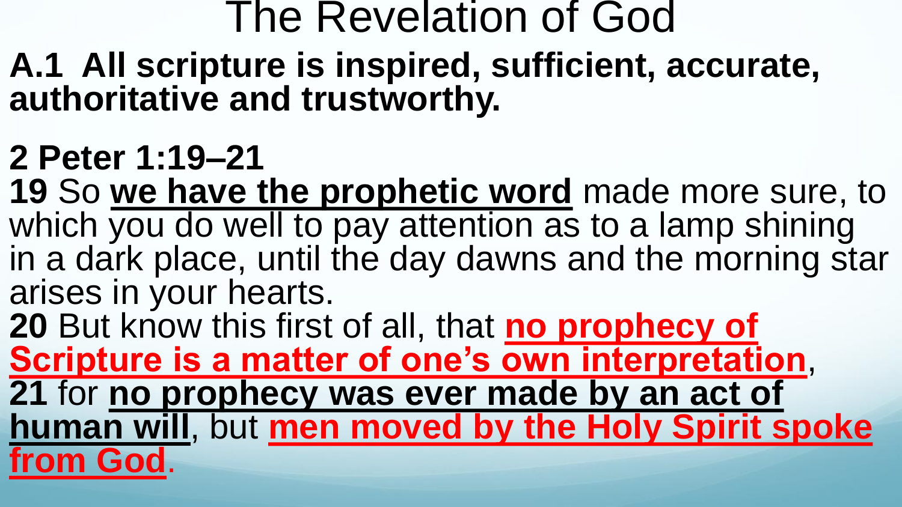# The Revelation of God

**A.1 All scripture is inspired, sufficient, accurate, authoritative and trustworthy.**

**2 Peter 1:19–21**

**19** So **we have the prophetic word** made more sure, to which you do well to pay attention as to a lamp shining in a dark place, until the day dawns and the morning star arises in your hearts.

**20** But know this first of all, that **no prophecy of Scripture is a matter of one's own interpretation**,

**21** for **no prophecy was ever made by an act of human will**, but **men moved by the Holy Spirit spoke from God**.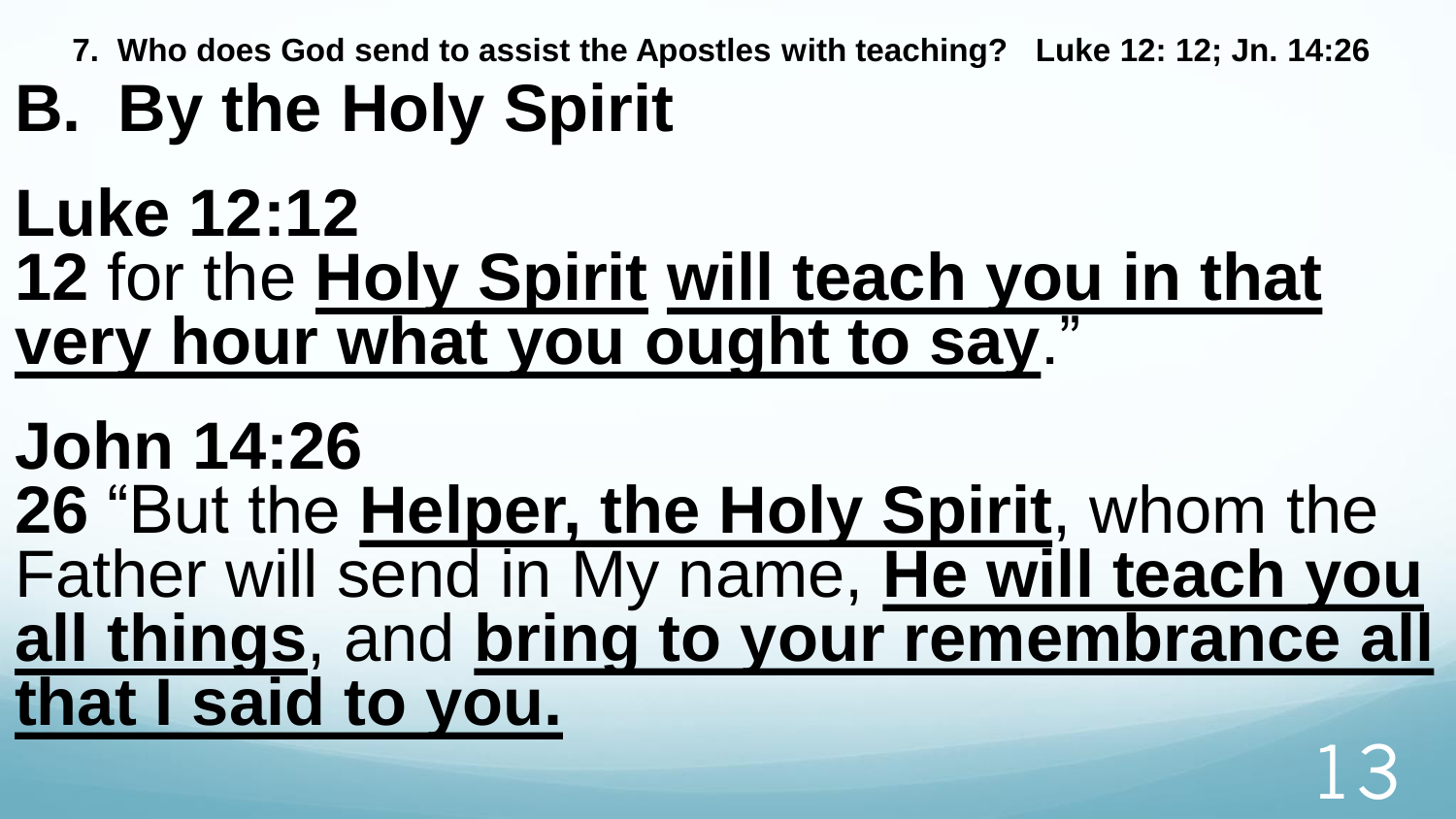**7. Who does God send to assist the Apostles with teaching? Luke 12: 12; Jn. 14:26**

# B. By the Holy Spirit

## Luke 12:12

**12** for the <u>**Holy Spirit**</u> <u>**will teach you in that very hour what you ought to say**</u>."

## John 14:26

**26** "But the <u>**Helper, the Holy Spirit**</u>, whom the Father will send in My name, <u>**He will teach you all things**</u>, and <u>**bring to your remembrance all that I said to you.**</u>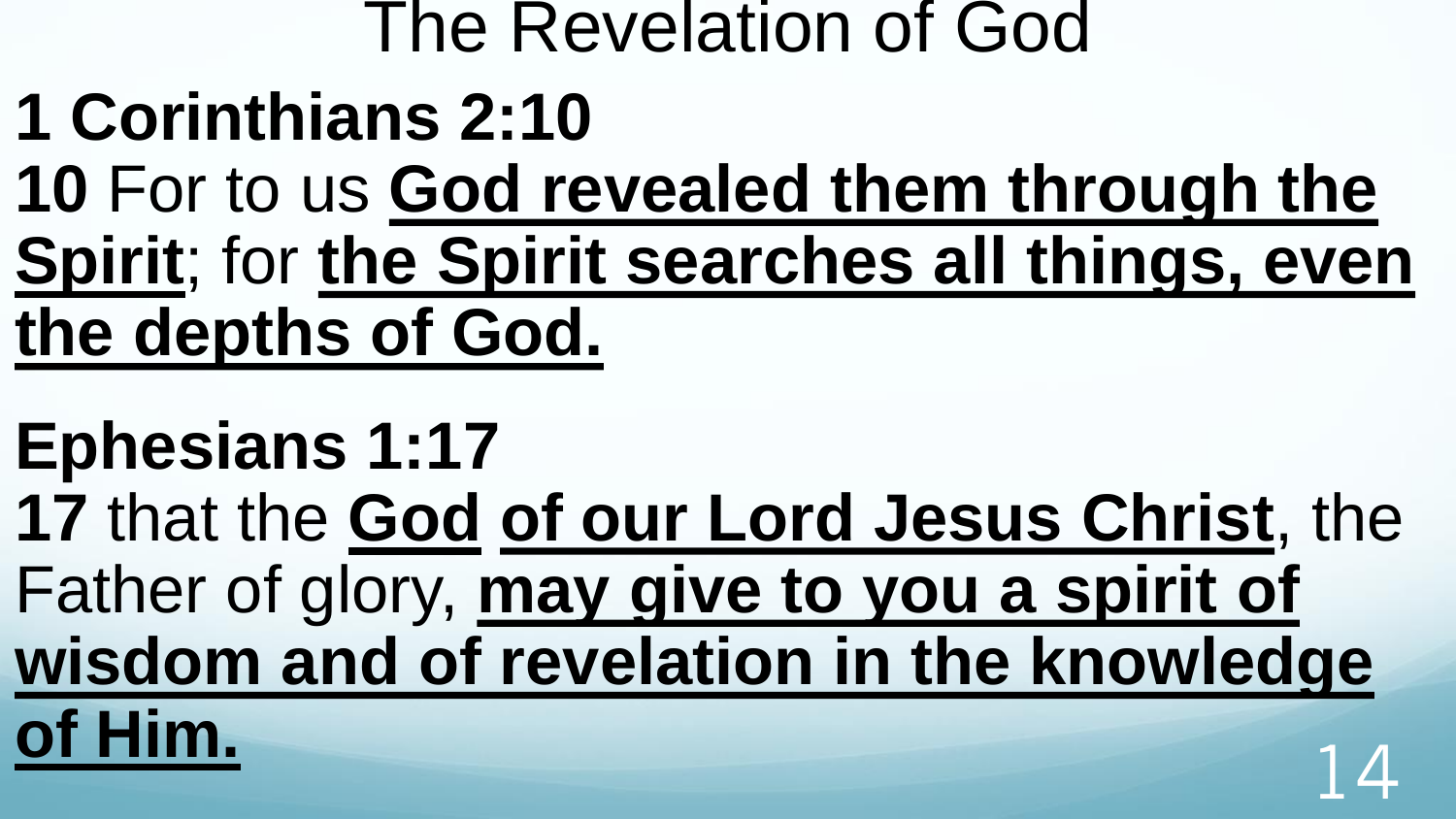# The Revelation of God

**1 Corinthians 2:10**

**10** For to us **God revealed them through the Spirit**; for **the Spirit searches all things, even the depths of God.**

**Ephesians 1:17**

**17** that the **God of our Lord Jesus Christ**, the Father of glory, **may give to you a spirit of wisdom and of revelation in the knowledge of Him.**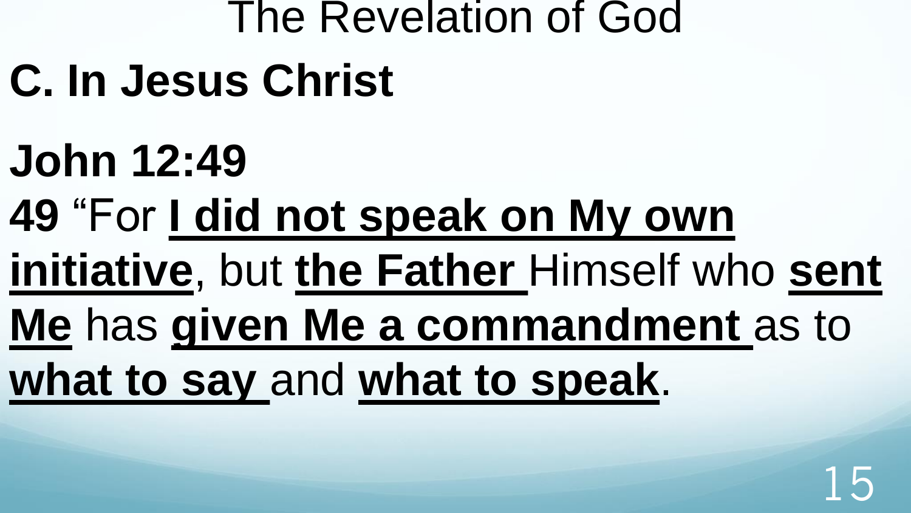# The Revelation of God

## C. In Jesus Christ

**John 12:49**

**49** “For **I did not speak on My own initiative**, but **the Father** Himself who **sent Me** has **given Me a commandment** as to **what to say** and **what to speak**.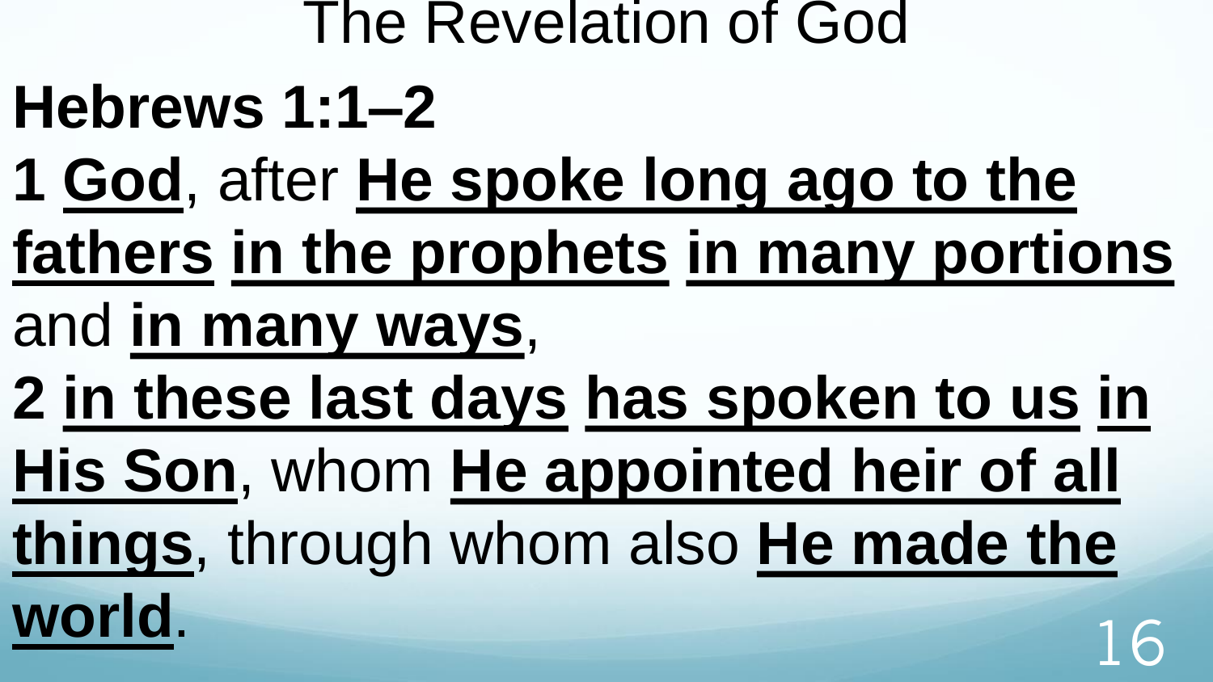# The Revelation of God

**Hebrews 1:1–2**

**1** **God**, after **He spoke long ago to the fathers** **in the prophets** **in many portions** and **in many ways**,

**2** **in these last days** **has spoken to us** **in His Son**, whom **He appointed heir of all things**, through whom also **He made the world**.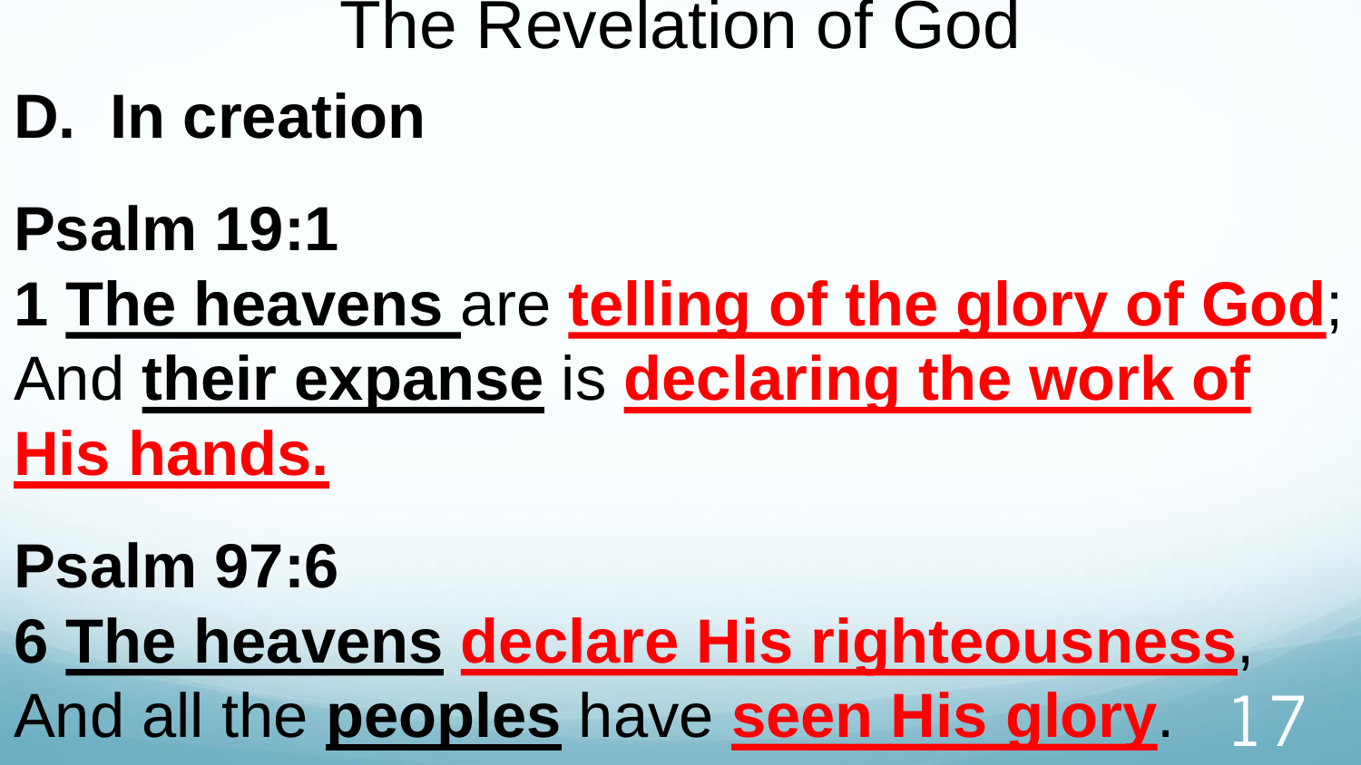# The Revelation of God

## D. In creation

**Psalm 19:1**

**1** **The heavens** are **telling of the glory of God**;
And **their expanse** is **declaring the work of His hands.**

**Psalm 97:6**

**6** **The heavens** **declare His righteousness**,
And all the **peoples** have **seen His glory**.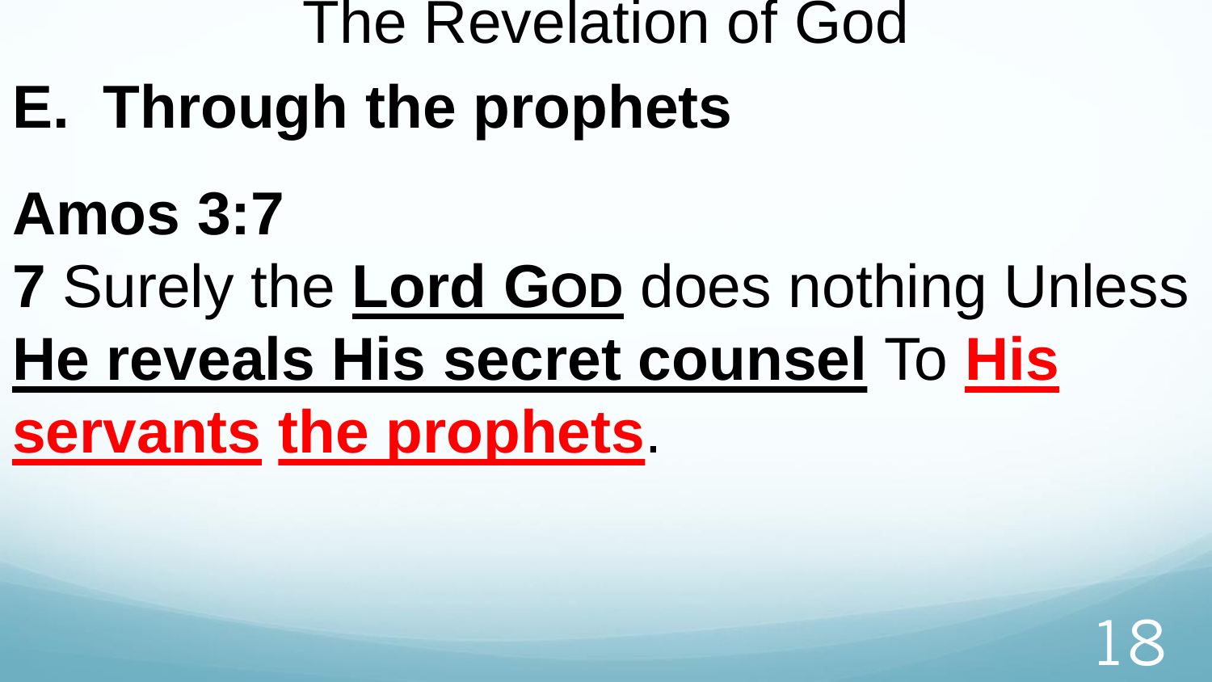The Revelation of God

## E. Through the prophets

**Amos 3:7**

**7** Surely the **Lord GOD** does nothing Unless **He reveals His secret counsel** To **His servants the prophets**.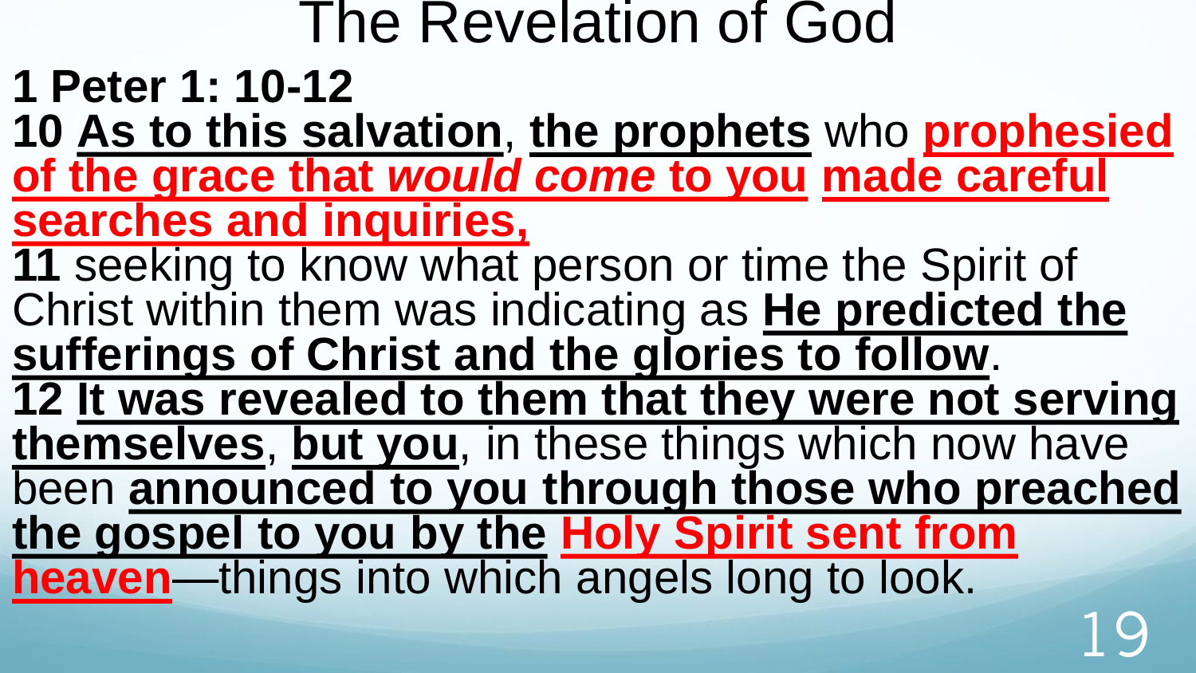# The Revelation of God

**1 Peter 1: 10-12**

**10** **As to this salvation**, **the prophets** who **prophesied of the grace that *would come* to you** **made careful searches and inquiries,**

**11** seeking to know what person or time the Spirit of Christ within them was indicating as **He predicted the sufferings of Christ and the glories to follow**.

**12** **It was revealed to them that they were not serving themselves**, **but you**, in these things which now have been **announced to you through those who preached the gospel to you by the** **Holy Spirit sent from heaven**—things into which angels long to look.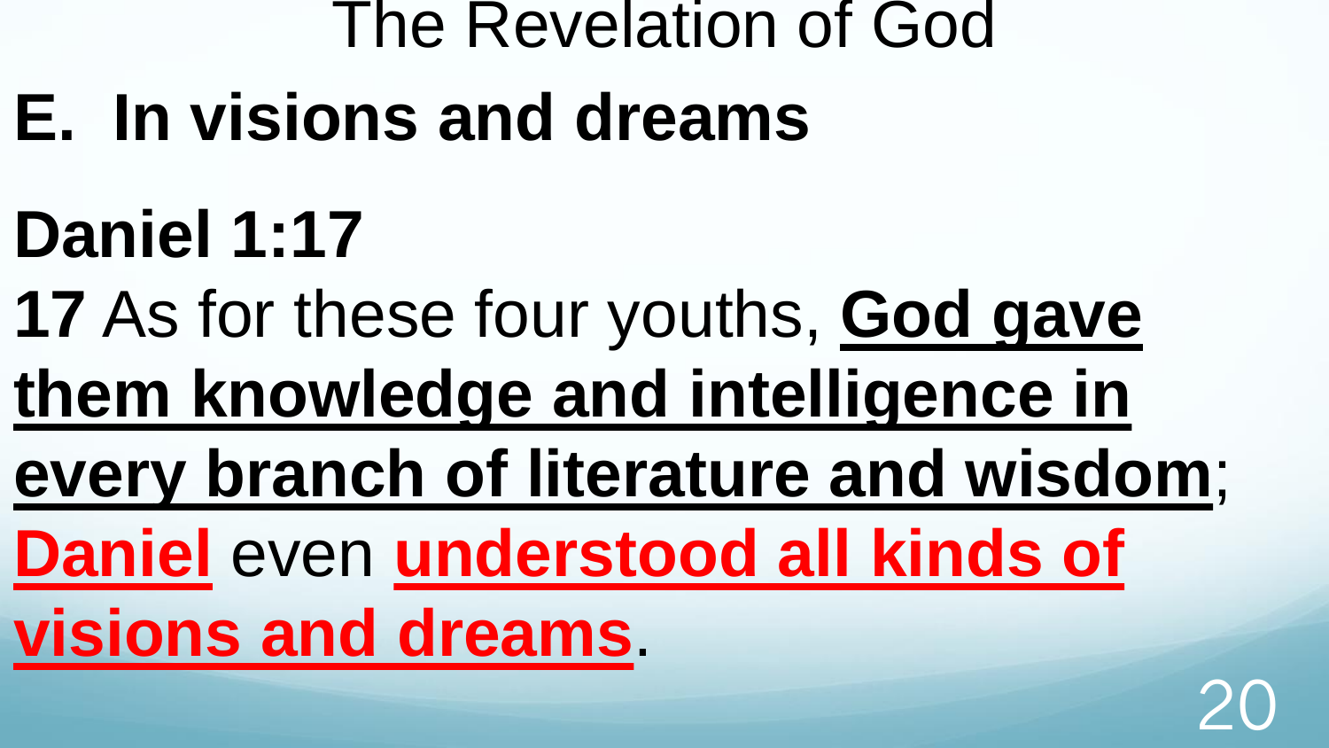# The Revelation of God

## E. In visions and dreams

**Daniel 1:17**

**17** As for these four youths, **God gave them knowledge and intelligence in every branch of literature and wisdom**; **Daniel** even **understood all kinds of visions and dreams**.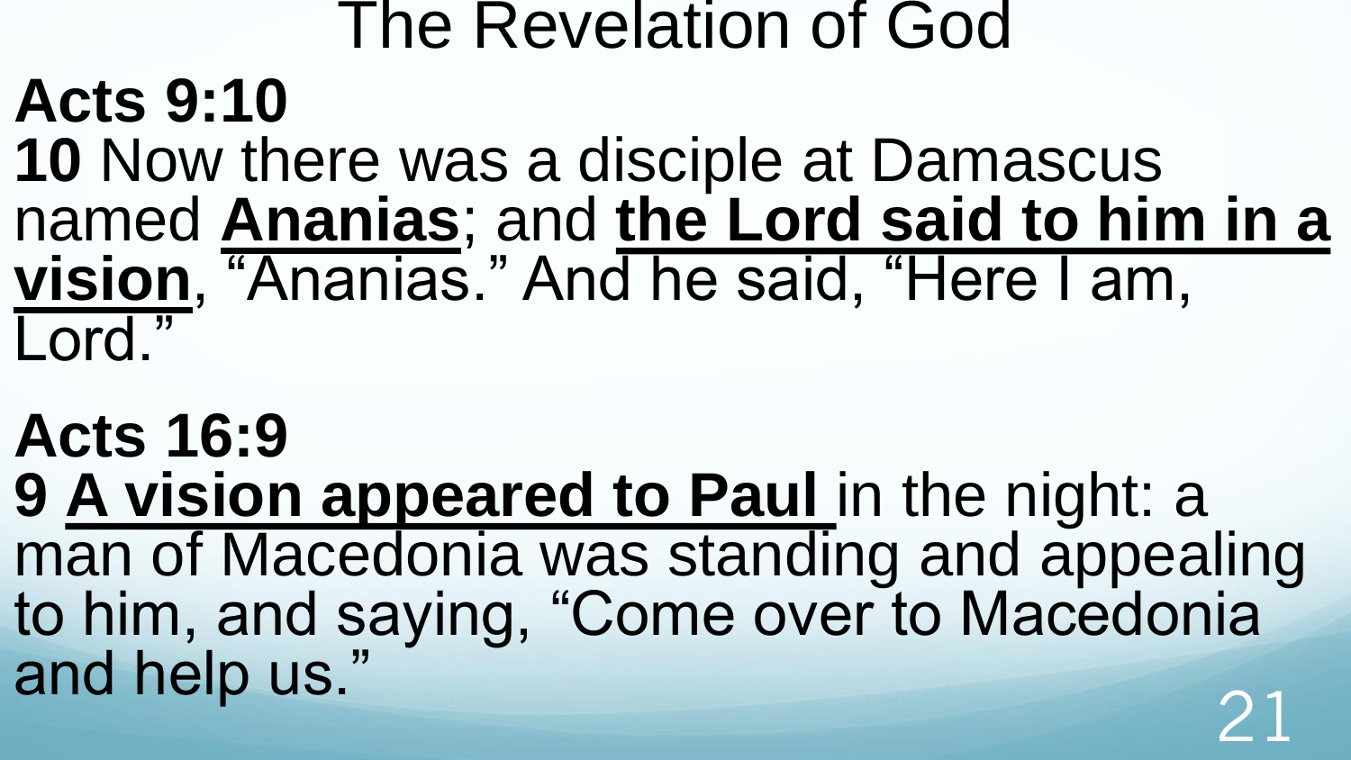# The Revelation of God

**Acts 9:10**

**10** Now there was a disciple at Damascus named <u>**Ananias**</u>; and <u>**the Lord said to him in a vision**</u>, "Ananias." And he said, "Here I am, Lord."

**Acts 16:9**

**9** <u>**A vision appeared to Paul**</u> in the night: a man of Macedonia was standing and appealing to him, and saying, "Come over to Macedonia and help us."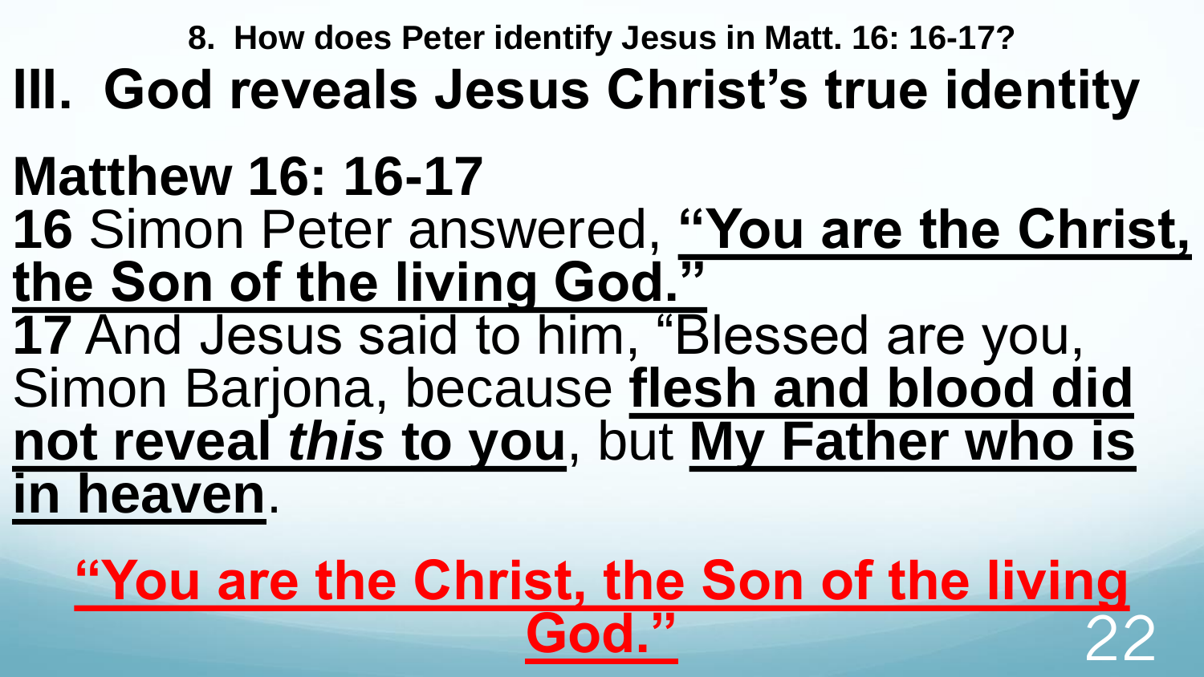**8. How does Peter identify Jesus in Matt. 16: 16-17?**

# III. God reveals Jesus Christ's true identity

## Matthew 16: 16-17

**16** Simon Peter answered, **"You are the Christ, the Son of the living God."**

**17** And Jesus said to him, "Blessed are you, Simon Barjona, because **flesh and blood did not reveal *this* to you**, but **My Father who is in heaven**.

**"You are the Christ, the Son of the living God."**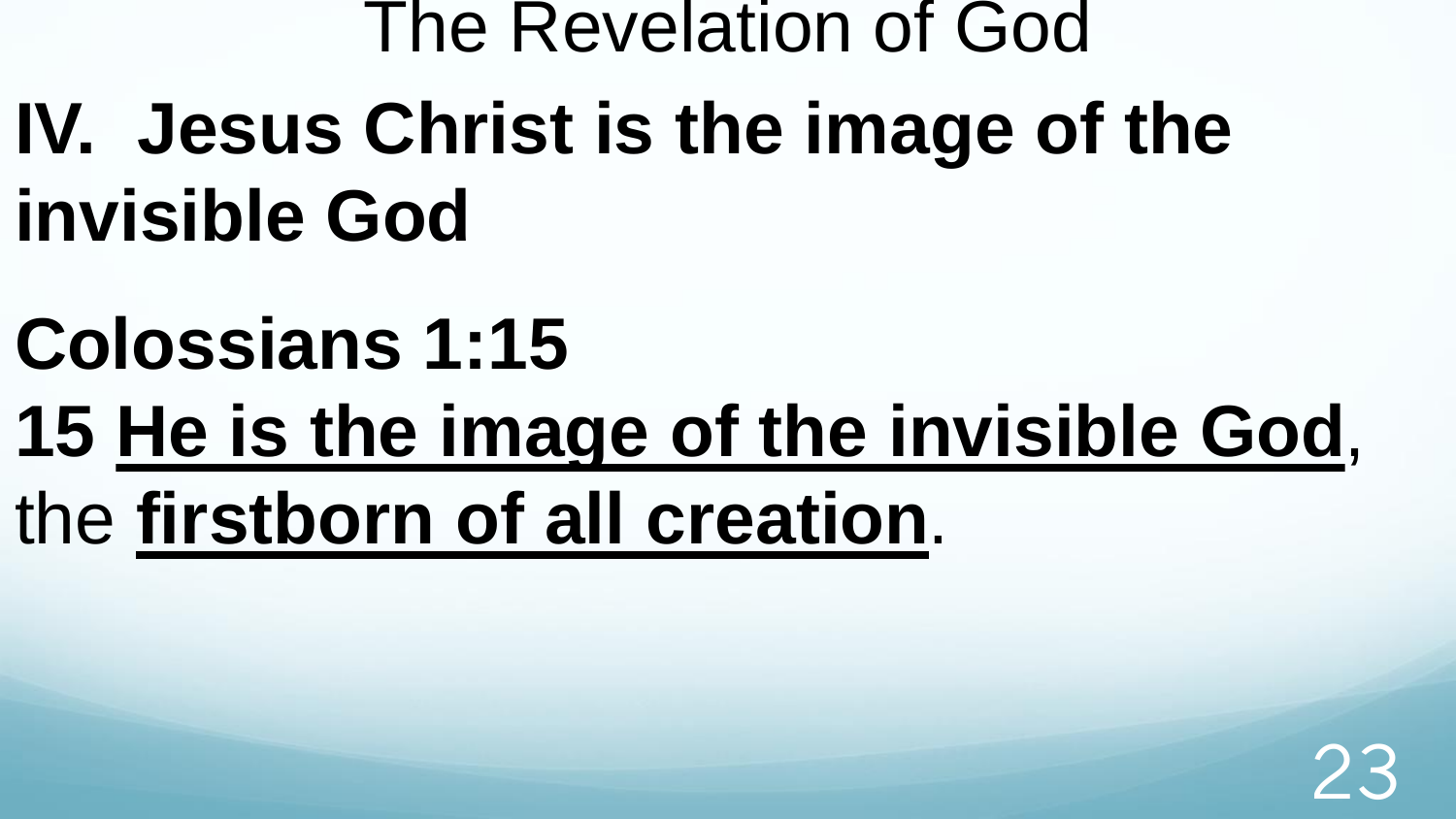# IV. Jesus Christ is the image of the invisible God

**Colossians 1:15**

**15 <u>He is the image of the invisible God</u>**, the **<u>firstborn of all creation</u>**.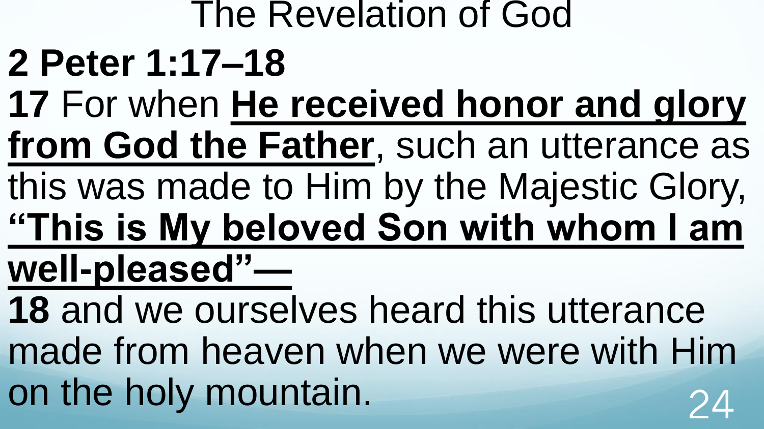# The Revelation of God

## 2 Peter 1:17–18

**17** For when **He received honor and glory from God the Father**, such an utterance as this was made to Him by the Majestic Glory, **“This is My beloved Son with whom I am well-pleased”—**

**18** and we ourselves heard this utterance made from heaven when we were with Him on the holy mountain.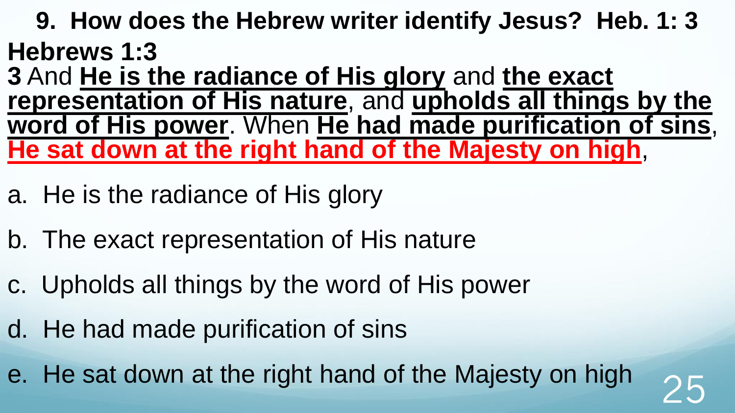## 9. How does the Hebrew writer identify Jesus? Heb. 1: 3

**Hebrews 1:3**

**3** And **He is the radiance of His glory** and **the exact representation of His nature**, and **upholds all things by the word of His power**. When **He had made purification of sins**, **He sat down at the right hand of the Majesty on high**,

a. He is the radiance of His glory

b. The exact representation of His nature

c. Upholds all things by the word of His power

d. He had made purification of sins

e. He sat down at the right hand of the Majesty on high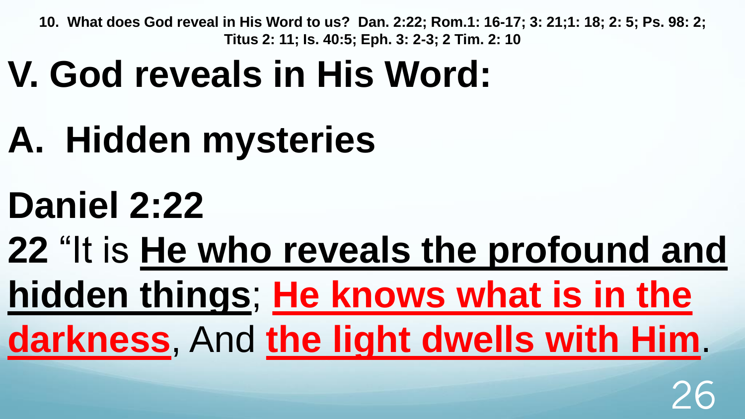**10. What does God reveal in His Word to us? Dan. 2:22; Rom.1: 16-17; 3: 21;1: 18; 2: 5; Ps. 98: 2; Titus 2: 11; Is. 40:5; Eph. 3: 2-3; 2 Tim. 2: 10**

# V. God reveals in His Word:

## A. Hidden mysteries

## Daniel 2:22

**22** "It is **He who reveals the profound and hidden things**; **He knows what is in the darkness**, And **the light dwells with Him**.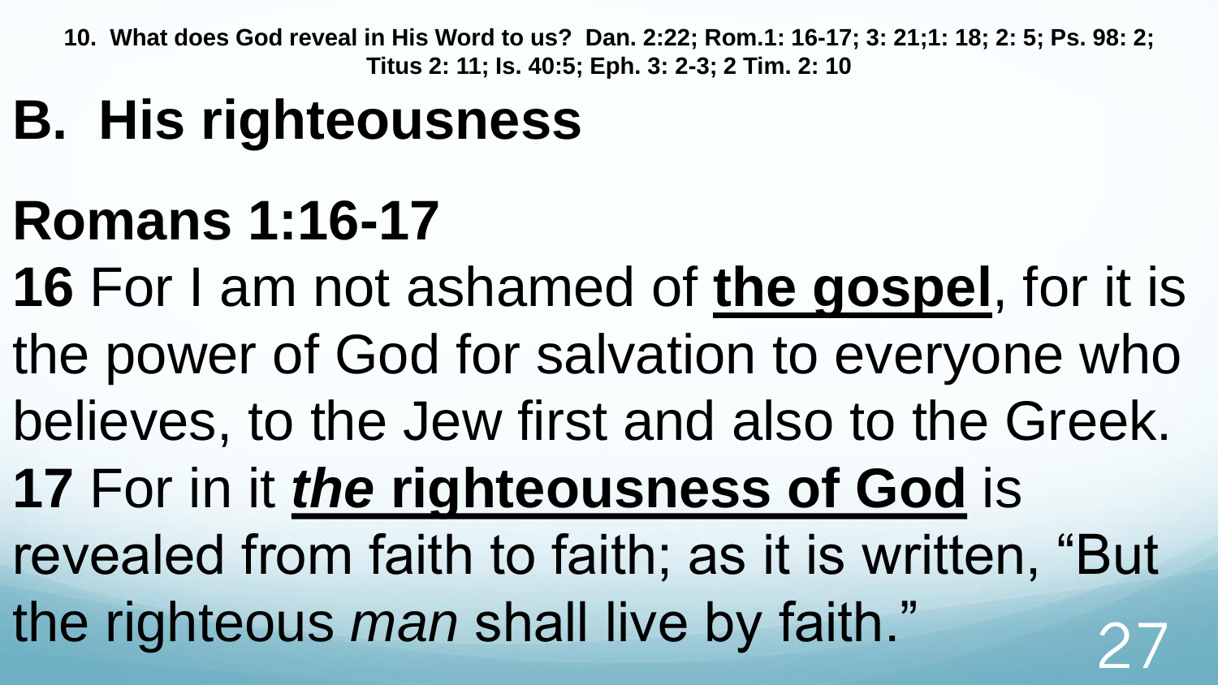**10. What does God reveal in His Word to us? Dan. 2:22; Rom.1: 16-17; 3: 21;1: 18; 2: 5; Ps. 98: 2; Titus 2: 11; Is. 40:5; Eph. 3: 2-3; 2 Tim. 2: 10**

# B. His righteousness

# Romans 1:16-17

**16** For I am not ashamed of <u>**the gospel**</u>, for it is the power of God for salvation to everyone who believes, to the Jew first and also to the Greek. **17** For in it <u>***the*** **righteousness of God**</u> is revealed from faith to faith; as it is written, "But the righteous *man* shall live by faith."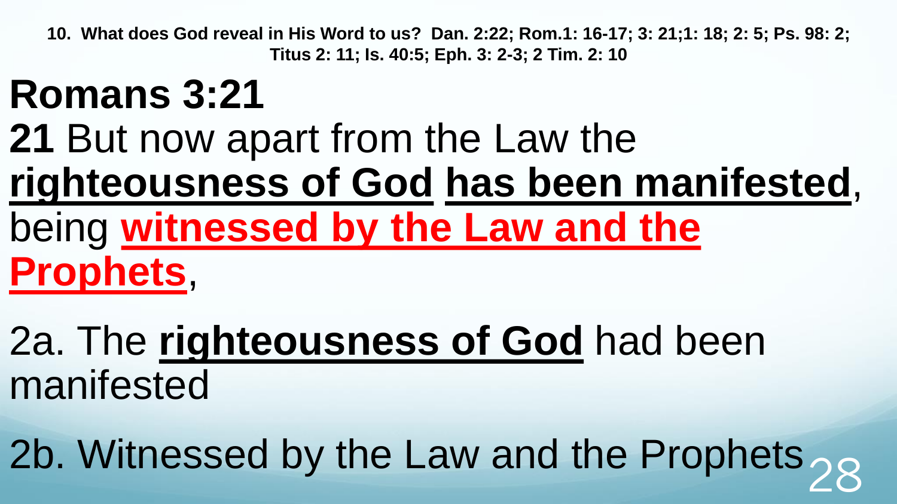**10. What does God reveal in His Word to us? Dan. 2:22; Rom.1: 16-17; 3: 21;1: 18; 2: 5; Ps. 98: 2; Titus 2: 11; Is. 40:5; Eph. 3: 2-3; 2 Tim. 2: 10**

# Romans 3:21

**21** But now apart from the Law the **righteousness of God** **has been manifested**, being **witnessed by the Law and the Prophets**,

2a. The **righteousness of God** had been manifested

2b. Witnessed by the Law and the Prophets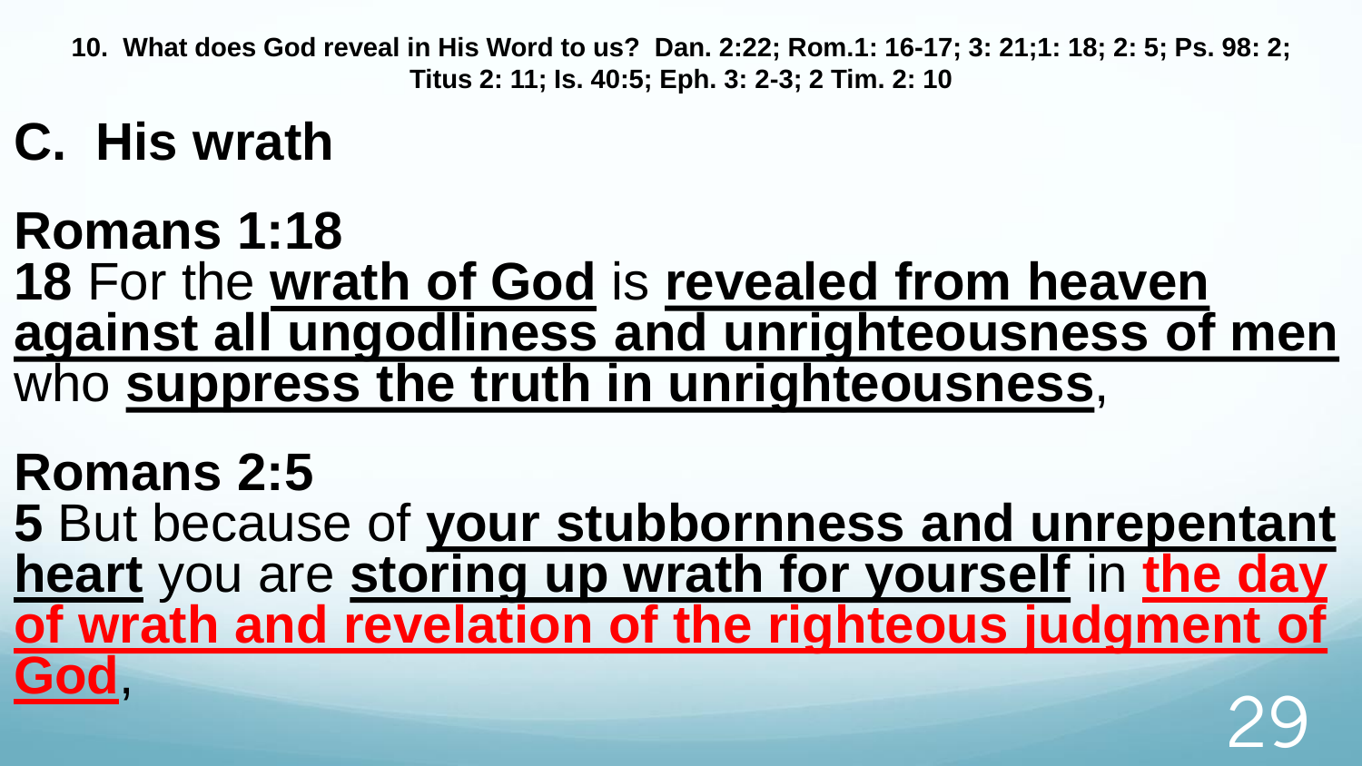**10. What does God reveal in His Word to us? Dan. 2:22; Rom.1: 16-17; 3: 21;1: 18; 2: 5; Ps. 98: 2; Titus 2: 11; Is. 40:5; Eph. 3: 2-3; 2 Tim. 2: 10**

# C. His wrath

## Romans 1:18

**18** For the **wrath of God** is **revealed from heaven against all ungodliness and unrighteousness of men** who **suppress the truth in unrighteousness**,

## Romans 2:5

**5** But because of **your stubbornness and unrepentant heart** you are **storing up wrath for yourself** in **the day of wrath and revelation of the righteous judgment of God**,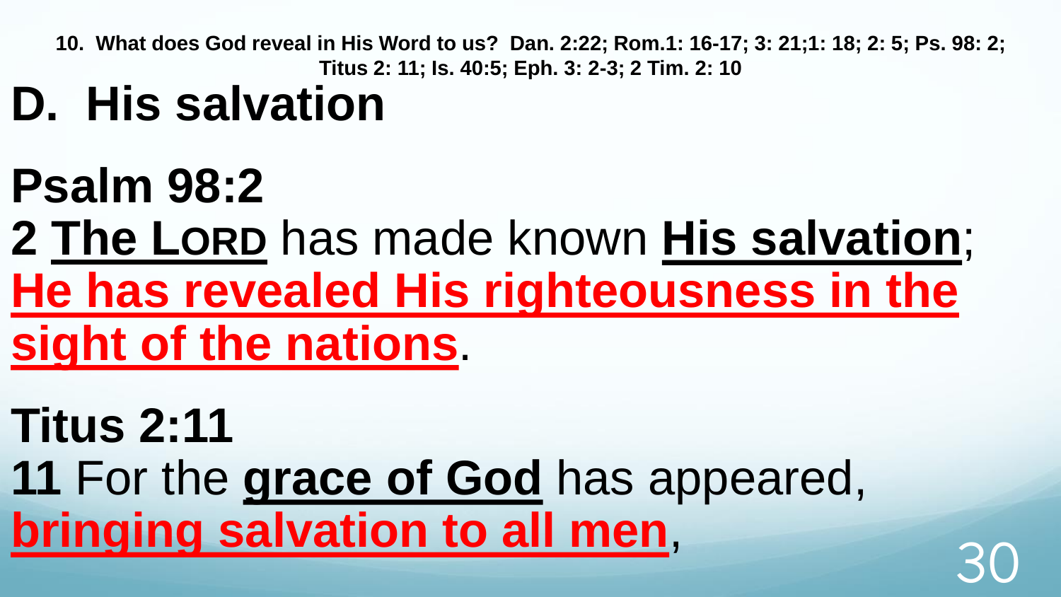**10. What does God reveal in His Word to us? Dan. 2:22; Rom.1: 16-17; 3: 21;1: 18; 2: 5; Ps. 98: 2; Titus 2: 11; Is. 40:5; Eph. 3: 2-3; 2 Tim. 2: 10**

# D. His salvation

## Psalm 98:2

**2** **The LORD** has made known **His salvation**; **He has revealed His righteousness in the sight of the nations**.

## Titus 2:11

**11** For the **grace of God** has appeared, **bringing salvation to all men**,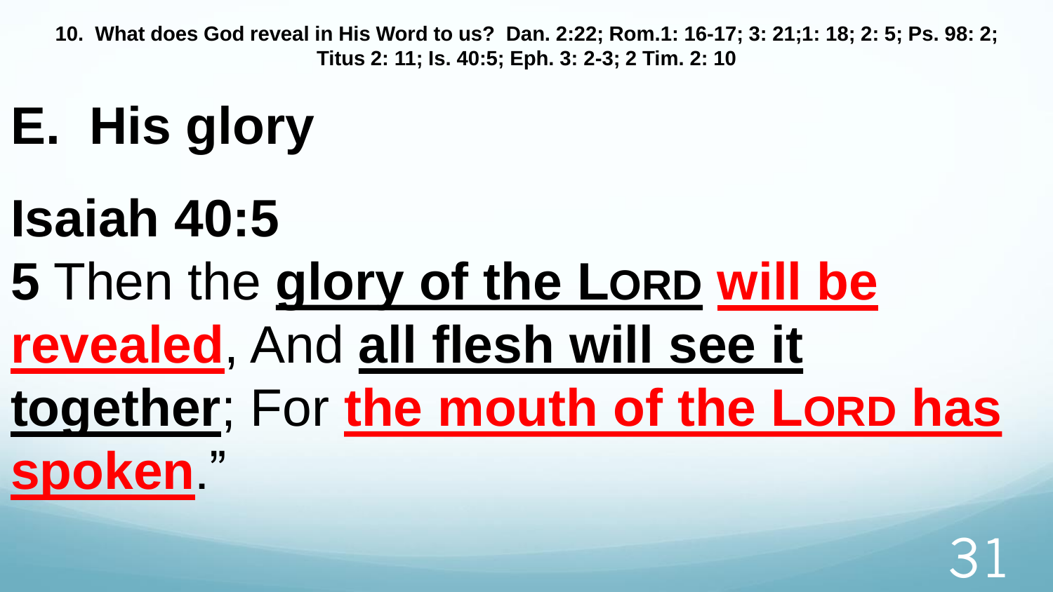**10. What does God reveal in His Word to us? Dan. 2:22; Rom.1: 16-17; 3: 21;1: 18; 2: 5; Ps. 98: 2; Titus 2: 11; Is. 40:5; Eph. 3: 2-3; 2 Tim. 2: 10**

# E. His glory

# Isaiah 40:5

**5** Then the **glory of the LORD** **will be revealed**, And **all flesh will see it together**; For **the mouth of the LORD has spoken**."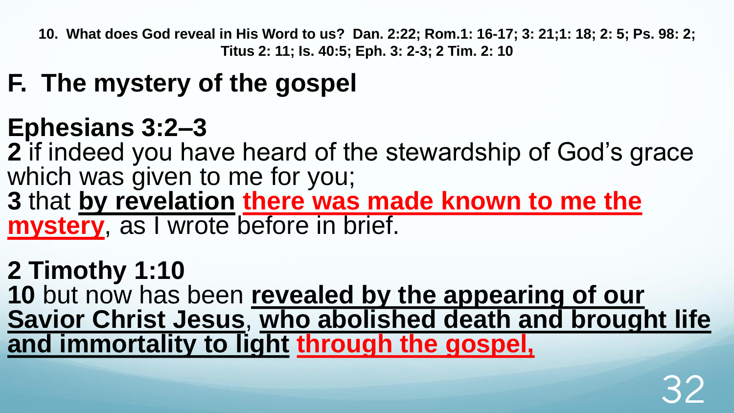**10. What does God reveal in His Word to us? Dan. 2:22; Rom.1: 16-17; 3: 21;1: 18; 2: 5; Ps. 98: 2; Titus 2: 11; Is. 40:5; Eph. 3: 2-3; 2 Tim. 2: 10**

# F. The mystery of the gospel

**Ephesians 3:2–3**
**2** if indeed you have heard of the stewardship of God's grace which was given to me for you;
**3** that **by revelation** **there was made known to me the mystery**, as I wrote before in brief.

**2 Timothy 1:10**
**10** but now has been **revealed by the appearing of our Savior Christ Jesus**, **who abolished death and brought life and immortality to light** **through the gospel,**